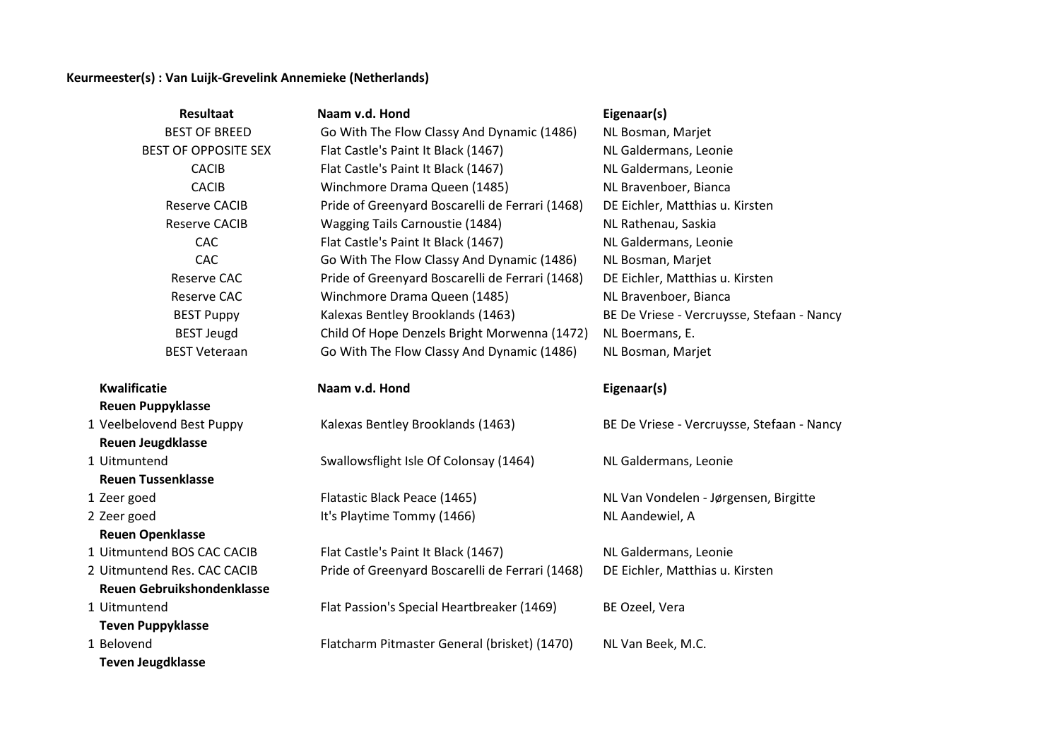**Keurmeester(s) : Van Luijk-Grevelink Annemieke (Netherlands)**

| Resultaat | Naam v.d. Hond | Eigenaar(s) |
|---|---|---|
| BEST OF BREED | Go With The Flow Classy And Dynamic (1486) | NL Bosman, Marjet |
| BEST OF OPPOSITE SEX | Flat Castle's Paint It Black (1467) | NL Galdermans, Leonie |
| CACIB | Flat Castle's Paint It Black (1467) | NL Galdermans, Leonie |
| CACIB | Winchmore Drama Queen (1485) | NL Bravenboer, Bianca |
| Reserve CACIB | Pride of Greenyard Boscarelli de Ferrari (1468) | DE Eichler, Matthias u. Kirsten |
| Reserve CACIB | Wagging Tails Carnoustie (1484) | NL Rathenau, Saskia |
| CAC | Flat Castle's Paint It Black (1467) | NL Galdermans, Leonie |
| CAC | Go With The Flow Classy And Dynamic (1486) | NL Bosman, Marjet |
| Reserve CAC | Pride of Greenyard Boscarelli de Ferrari (1468) | DE Eichler, Matthias u. Kirsten |
| Reserve CAC | Winchmore Drama Queen (1485) | NL Bravenboer, Bianca |
| BEST Puppy | Kalexas Bentley Brooklands (1463) | BE De Vriese - Vercruysse, Stefaan - Nancy |
| BEST Jeugd | Child Of Hope Denzels Bright Morwenna (1472) | NL Boermans, E. |
| BEST Veteraan | Go With The Flow Classy And Dynamic (1486) | NL Bosman, Marjet |

| Kwalificatie | Naam v.d. Hond | Eigenaar(s) |
|---|---|---|
| **Reuen Puppyklasse** | | |
| 1 Veelbelovend Best Puppy | Kalexas Bentley Brooklands (1463) | BE De Vriese - Vercruysse, Stefaan - Nancy |
| **Reuen Jeugdklasse** | | |
| 1 Uitmuntend | Swallowsflight Isle Of Colonsay (1464) | NL Galdermans, Leonie |
| **Reuen Tussenklasse** | | |
| 1 Zeer goed | Flatastic Black Peace (1465) | NL Van Vondelen - Jørgensen, Birgitte |
| 2 Zeer goed | It's Playtime Tommy (1466) | NL Aandewiel, A |
| **Reuen Openklasse** | | |
| 1 Uitmuntend BOS CAC CACIB | Flat Castle's Paint It Black (1467) | NL Galdermans, Leonie |
| 2 Uitmuntend Res. CAC CACIB | Pride of Greenyard Boscarelli de Ferrari (1468) | DE Eichler, Matthias u. Kirsten |
| **Reuen Gebruikshondenklasse** | | |
| 1 Uitmuntend | Flat Passion's Special Heartbreaker (1469) | BE Ozeel, Vera |
| **Teven Puppyklasse** | | |
| 1 Belovend | Flatcharm Pitmaster General (brisket) (1470) | NL Van Beek, M.C. |
| **Teven Jeugdklasse** | | |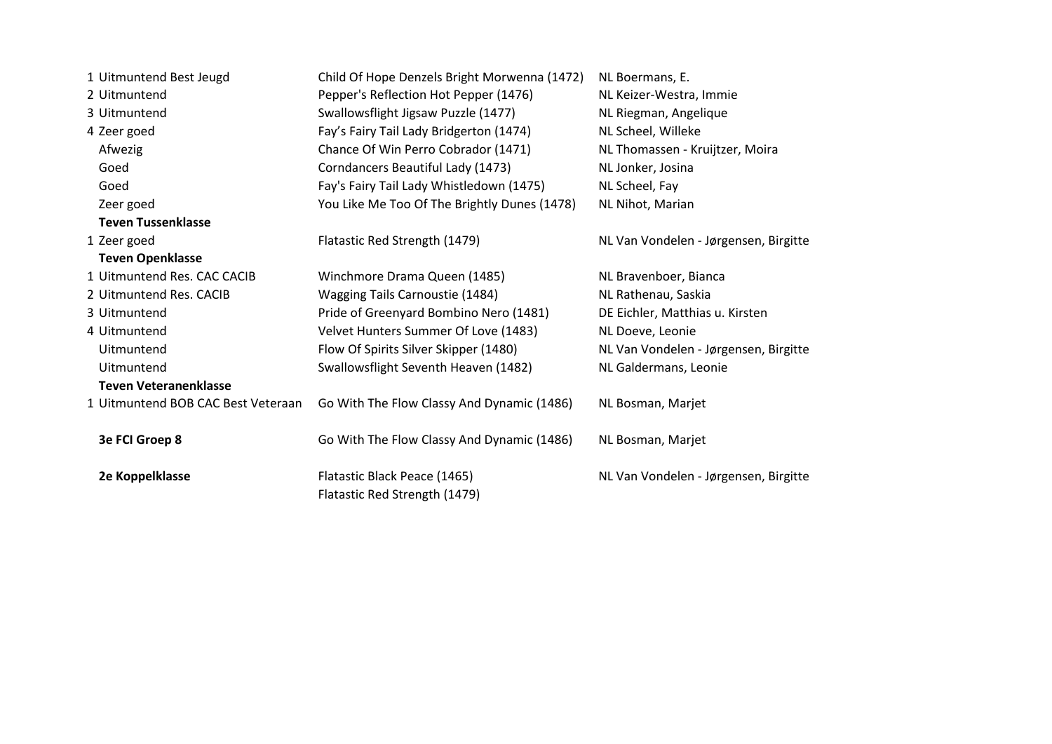| | | |
|---|---|---|
| 1 Uitmuntend Best Jeugd | Child Of Hope Denzels Bright Morwenna (1472) | NL Boermans, E. |
| 2 Uitmuntend | Pepper's Reflection Hot Pepper (1476) | NL Keizer-Westra, Immie |
| 3 Uitmuntend | Swallowsflight Jigsaw Puzzle (1477) | NL Riegman, Angelique |
| 4 Zeer goed | Fay’s Fairy Tail Lady Bridgerton (1474) | NL Scheel, Willeke |
| Afwezig | Chance Of Win Perro Cobrador (1471) | NL Thomassen - Kruijtzer, Moira |
| Goed | Corndancers Beautiful Lady (1473) | NL Jonker, Josina |
| Goed | Fay's Fairy Tail Lady Whistledown (1475) | NL Scheel, Fay |
| Zeer goed | You Like Me Too Of The Brightly Dunes (1478) | NL Nihot, Marian |
| **Teven Tussenklasse** | | |
| 1 Zeer goed | Flatastic Red Strength (1479) | NL Van Vondelen - Jørgensen, Birgitte |
| **Teven Openklasse** | | |
| 1 Uitmuntend Res. CAC CACIB | Winchmore Drama Queen (1485) | NL Bravenboer, Bianca |
| 2 Uitmuntend Res. CACIB | Wagging Tails Carnoustie (1484) | NL Rathenau, Saskia |
| 3 Uitmuntend | Pride of Greenyard Bombino Nero (1481) | DE Eichler, Matthias u. Kirsten |
| 4 Uitmuntend | Velvet Hunters Summer Of Love (1483) | NL Doeve, Leonie |
| Uitmuntend | Flow Of Spirits Silver Skipper (1480) | NL Van Vondelen - Jørgensen, Birgitte |
| Uitmuntend | Swallowsflight Seventh Heaven (1482) | NL Galdermans, Leonie |
| **Teven Veteranenklasse** | | |
| 1 Uitmuntend BOB CAC Best Veteraan | Go With The Flow Classy And Dynamic (1486) | NL Bosman, Marjet |
| **3e FCI Groep 8** | Go With The Flow Classy And Dynamic (1486) | NL Bosman, Marjet |
| **2e Koppelklasse** | Flatastic Black Peace (1465)<br>Flatastic Red Strength (1479) | NL Van Vondelen - Jørgensen, Birgitte |